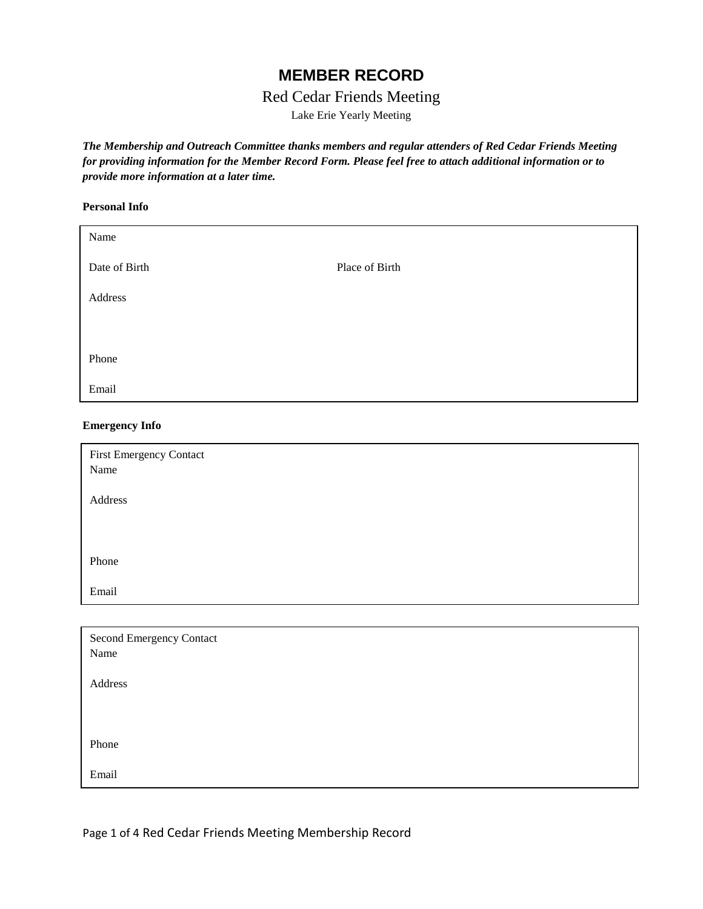# MEMBER RECORD

## Red Cedar Friends Meeting

Lake Erie Yearly Meeting

***The Membership and Outreach Committee thanks members and regular attenders of Red Cedar Friends Meeting for providing information for the Member Record Form. Please feel free to attach additional information or to provide more information at a later time.***

**Personal Info**

Name

Date of Birth Place of Birth

Address

Phone

Email

**Emergency Info**

First Emergency Contact
Name

Address

Phone

Email

Second Emergency Contact
Name

Address

Phone

Email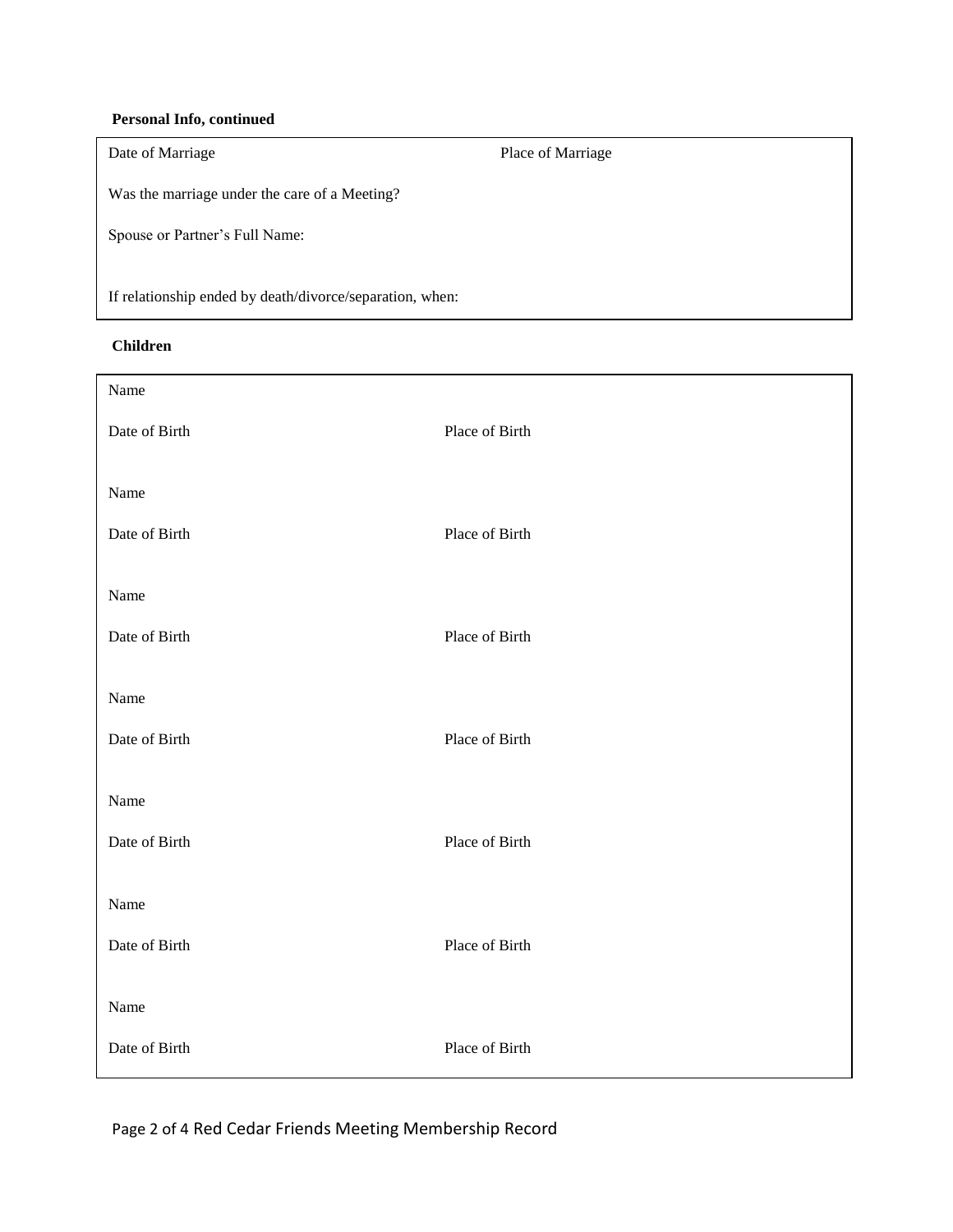**Personal Info, continued**

Date of Marriage

Place of Marriage

Was the marriage under the care of a Meeting?

Spouse or Partner's Full Name:

If relationship ended by death/divorce/separation, when:

**Children**

Name

Date of Birth

Place of Birth

Name

Date of Birth

Place of Birth

Name

Date of Birth

Place of Birth

Name

Date of Birth

Place of Birth

Name

Date of Birth

Place of Birth

Name

Date of Birth

Place of Birth

Name

Date of Birth

Place of Birth

Red Cedar Friends Meeting Membership Record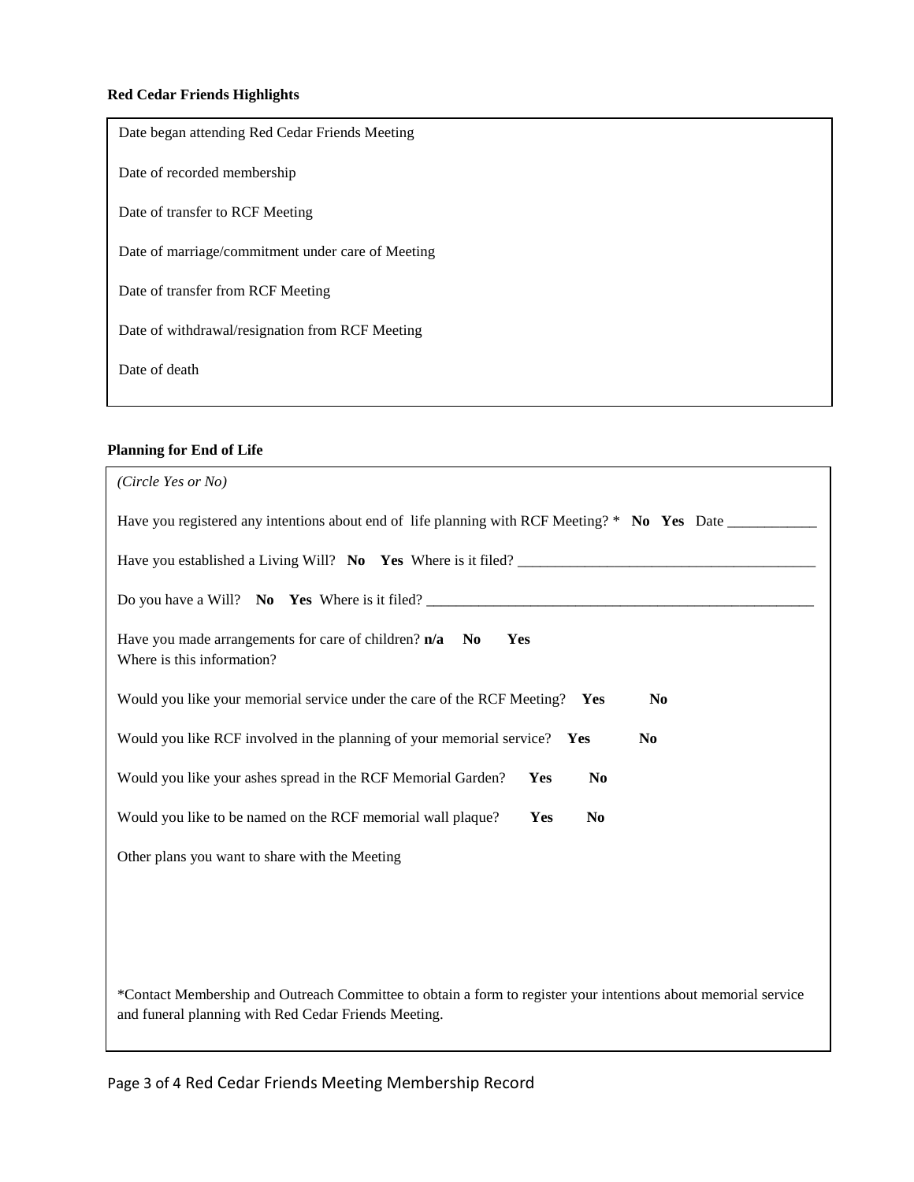**Red Cedar Friends Highlights**

Date began attending Red Cedar Friends Meeting

Date of recorded membership

Date of transfer to RCF Meeting

Date of marriage/commitment under care of Meeting

Date of transfer from RCF Meeting

Date of withdrawal/resignation from RCF Meeting

Date of death

**Planning for End of Life**

*(Circle Yes or No)*

Have you registered any intentions about end of life planning with RCF Meeting? * **No** **Yes** Date ____________

Have you established a Living Will? **No** **Yes** Where is it filed? ________________________________________

Do you have a Will? **No** **Yes** Where is it filed? _____________________________________________________

Have you made arrangements for care of children? **n/a** **No** **Yes**
Where is this information?

Would you like your memorial service under the care of the RCF Meeting? **Yes** **No**

Would you like RCF involved in the planning of your memorial service? **Yes** **No**

Would you like your ashes spread in the RCF Memorial Garden? **Yes** **No**

Would you like to be named on the RCF memorial wall plaque? **Yes** **No**

Other plans you want to share with the Meeting

*Contact Membership and Outreach Committee to obtain a form to register your intentions about memorial service and funeral planning with Red Cedar Friends Meeting.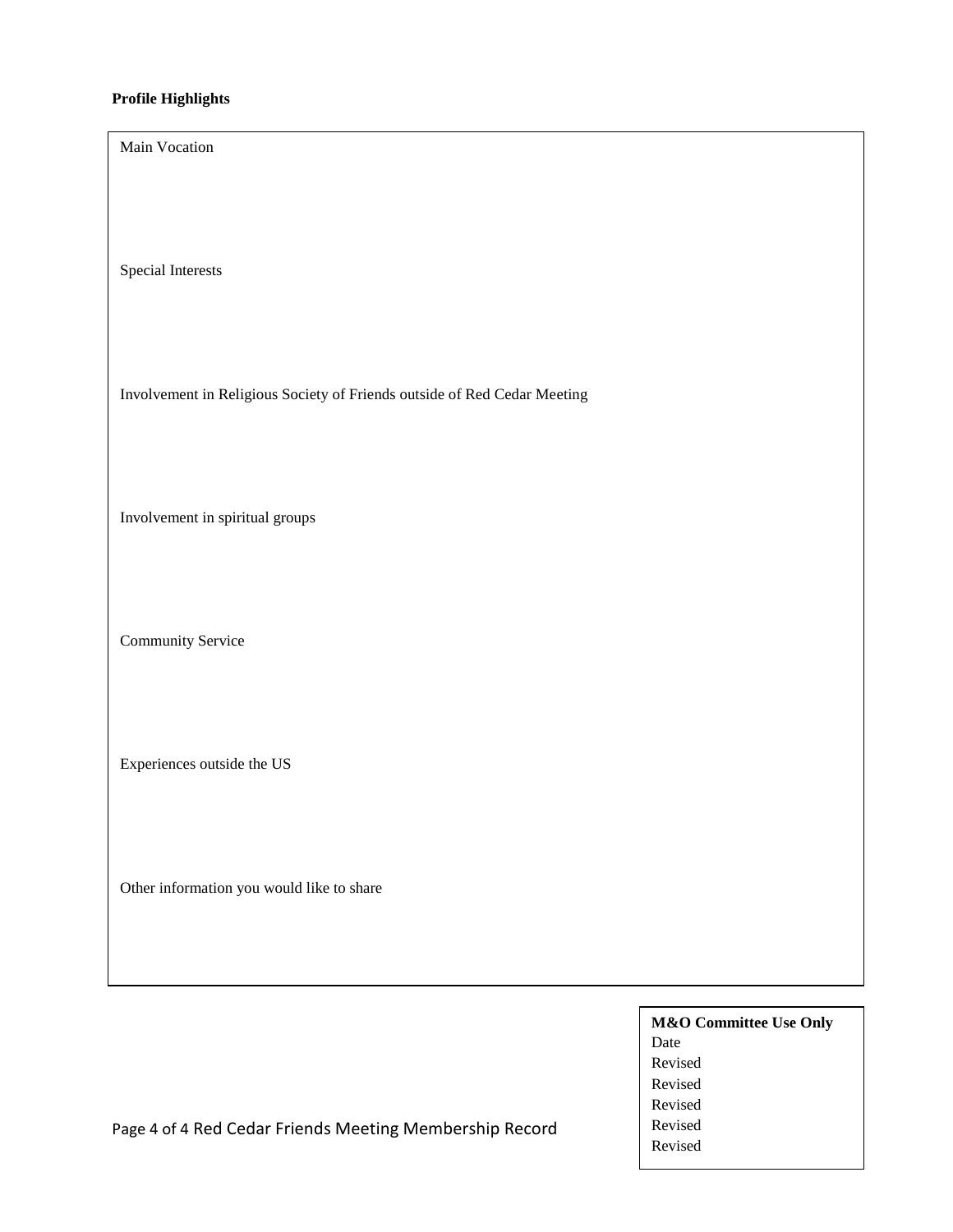**Profile Highlights**

Main Vocation

Special Interests

Involvement in Religious Society of Friends outside of Red Cedar Meeting

Involvement in spiritual groups

Community Service

Experiences outside the US

Other information you would like to share

**M&O Committee Use Only**
Date
Revised
Revised
Revised
Revised
Revised